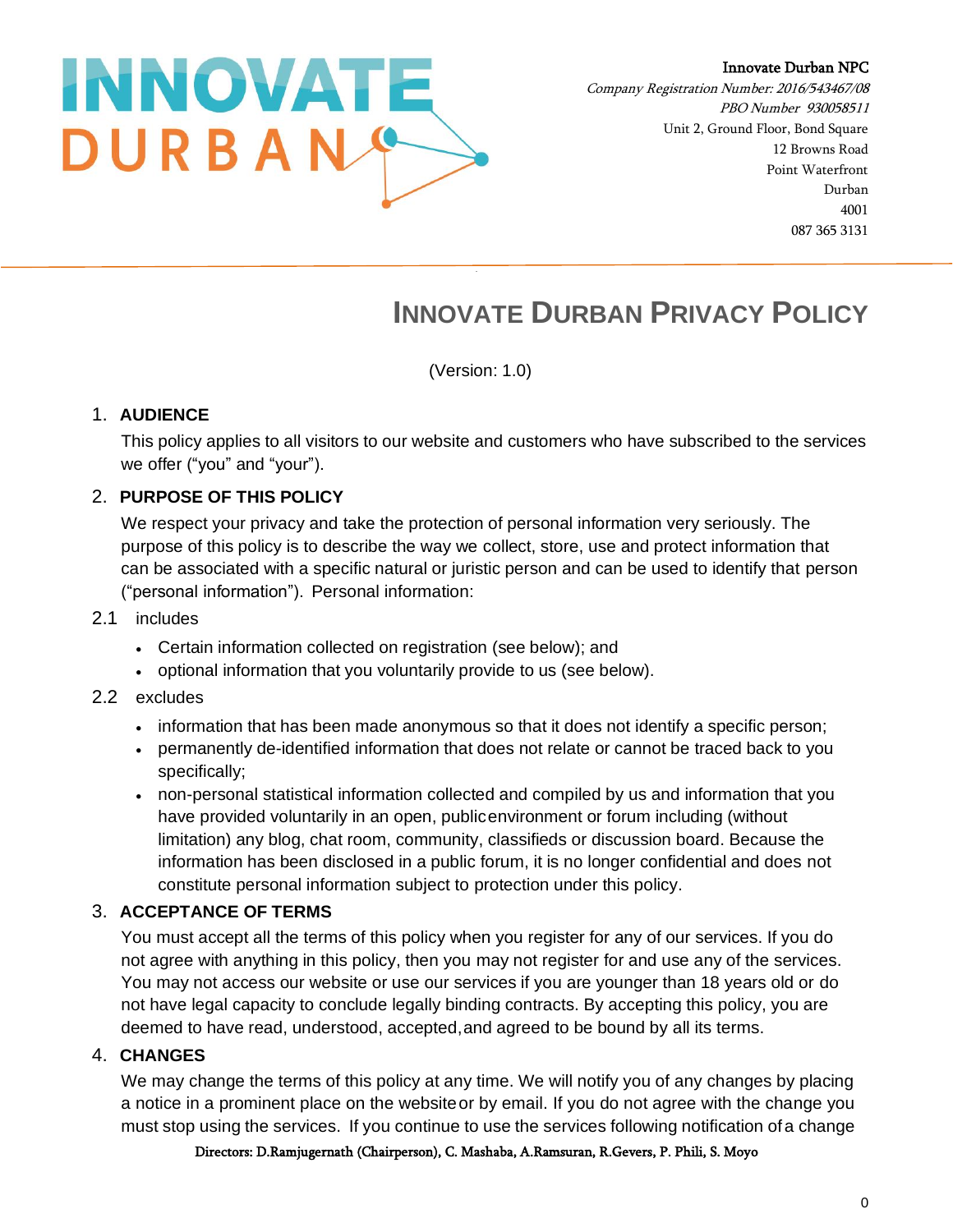**Innovate Durban NPC**
*Company Registration Number: 2016/543467/08*
*PBO Number 930058511*
Unit 2, Ground Floor, Bond Square
12 Browns Road
Point Waterfront
Durban
4001
087 365 3131

# INNOVATE DURBAN PRIVACY POLICY

(Version: 1.0)

## 1. AUDIENCE

This policy applies to all visitors to our website and customers who have subscribed to the services we offer ("you" and "your").

## 2. PURPOSE OF THIS POLICY

We respect your privacy and take the protection of personal information very seriously. The purpose of this policy is to describe the way we collect, store, use and protect information that can be associated with a specific natural or juristic person and can be used to identify that person ("personal information"). Personal information:

2.1 includes

- Certain information collected on registration (see below); and
- optional information that you voluntarily provide to us (see below).

2.2 excludes

- information that has been made anonymous so that it does not identify a specific person;
- permanently de-identified information that does not relate or cannot be traced back to you specifically;
- non-personal statistical information collected and compiled by us and information that you have provided voluntarily in an open, public environment or forum including (without limitation) any blog, chat room, community, classifieds or discussion board. Because the information has been disclosed in a public forum, it is no longer confidential and does not constitute personal information subject to protection under this policy.

## 3. ACCEPTANCE OF TERMS

You must accept all the terms of this policy when you register for any of our services. If you do not agree with anything in this policy, then you may not register for and use any of the services. You may not access our website or use our services if you are younger than 18 years old or do not have legal capacity to conclude legally binding contracts. By accepting this policy, you are deemed to have read, understood, accepted, and agreed to be bound by all its terms.

## 4. CHANGES

We may change the terms of this policy at any time. We will notify you of any changes by placing a notice in a prominent place on the website or by email. If you do not agree with the change you must stop using the services. If you continue to use the services following notification of a change

Directors: D.Ramjugernath (Chairperson), C. Mashaba, A.Ramsuran, R.Gevers, P. Phili, S. Moyo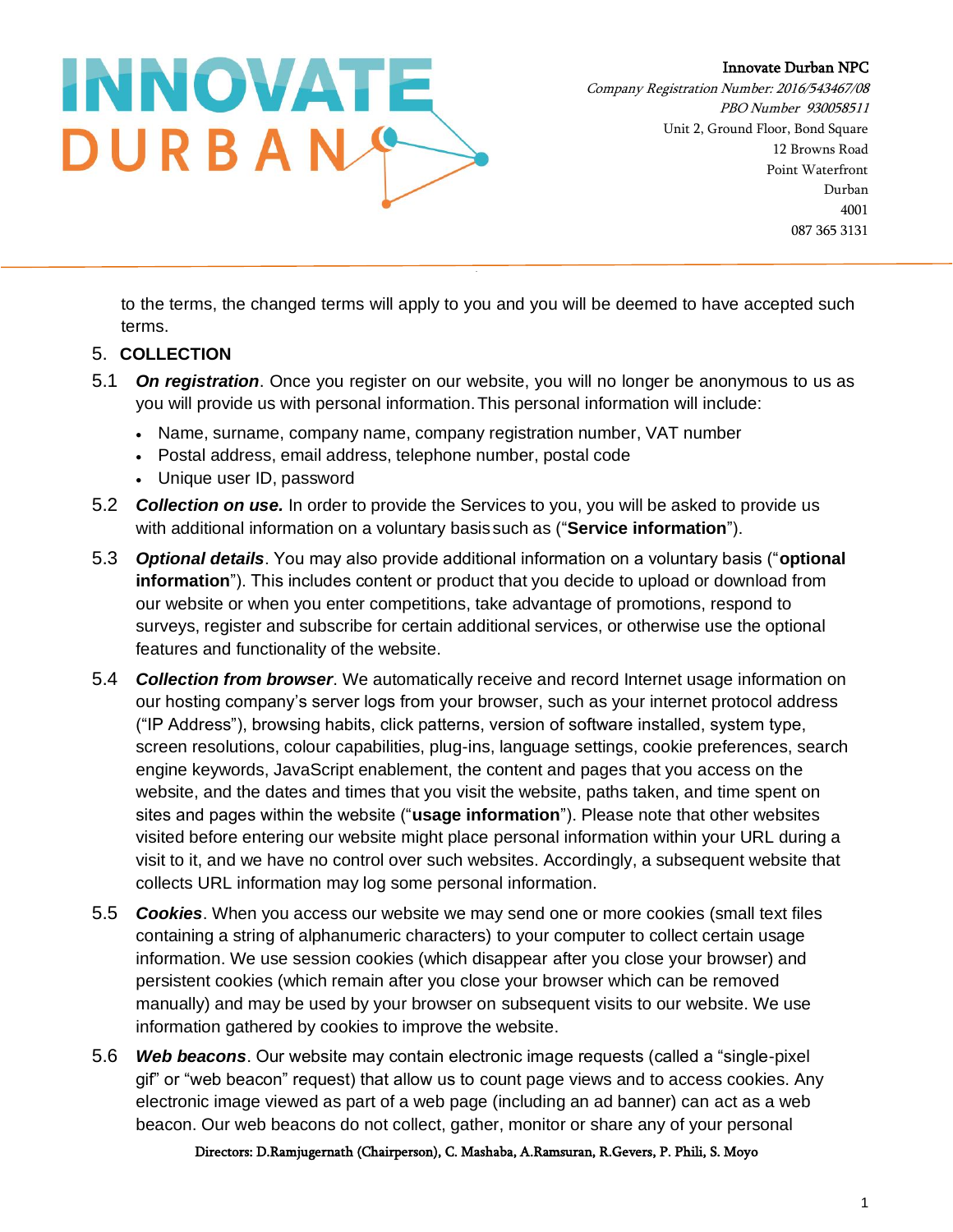to the terms, the changed terms will apply to you and you will be deemed to have accepted such terms.

5. **COLLECTION**

5.1 ***On registration***. Once you register on our website, you will no longer be anonymous to us as you will provide us with personal information. This personal information will include:

- Name, surname, company name, company registration number, VAT number
- Postal address, email address, telephone number, postal code
- Unique user ID, password

5.2 ***Collection on use.*** In order to provide the Services to you, you will be asked to provide us with additional information on a voluntary basis such as ("**Service information**").

5.3 ***Optional details***. You may also provide additional information on a voluntary basis ("**optional information**"). This includes content or product that you decide to upload or download from our website or when you enter competitions, take advantage of promotions, respond to surveys, register and subscribe for certain additional services, or otherwise use the optional features and functionality of the website.

5.4 ***Collection from browser***. We automatically receive and record Internet usage information on our hosting company's server logs from your browser, such as your internet protocol address ("IP Address"), browsing habits, click patterns, version of software installed, system type, screen resolutions, colour capabilities, plug-ins, language settings, cookie preferences, search engine keywords, JavaScript enablement, the content and pages that you access on the website, and the dates and times that you visit the website, paths taken, and time spent on sites and pages within the website ("**usage information**"). Please note that other websites visited before entering our website might place personal information within your URL during a visit to it, and we have no control over such websites. Accordingly, a subsequent website that collects URL information may log some personal information.

5.5 ***Cookies***. When you access our website we may send one or more cookies (small text files containing a string of alphanumeric characters) to your computer to collect certain usage information. We use session cookies (which disappear after you close your browser) and persistent cookies (which remain after you close your browser which can be removed manually) and may be used by your browser on subsequent visits to our website. We use information gathered by cookies to improve the website.

5.6 ***Web beacons***. Our website may contain electronic image requests (called a "single-pixel gif" or "web beacon" request) that allow us to count page views and to access cookies. Any electronic image viewed as part of a web page (including an ad banner) can act as a web beacon. Our web beacons do not collect, gather, monitor or share any of your personal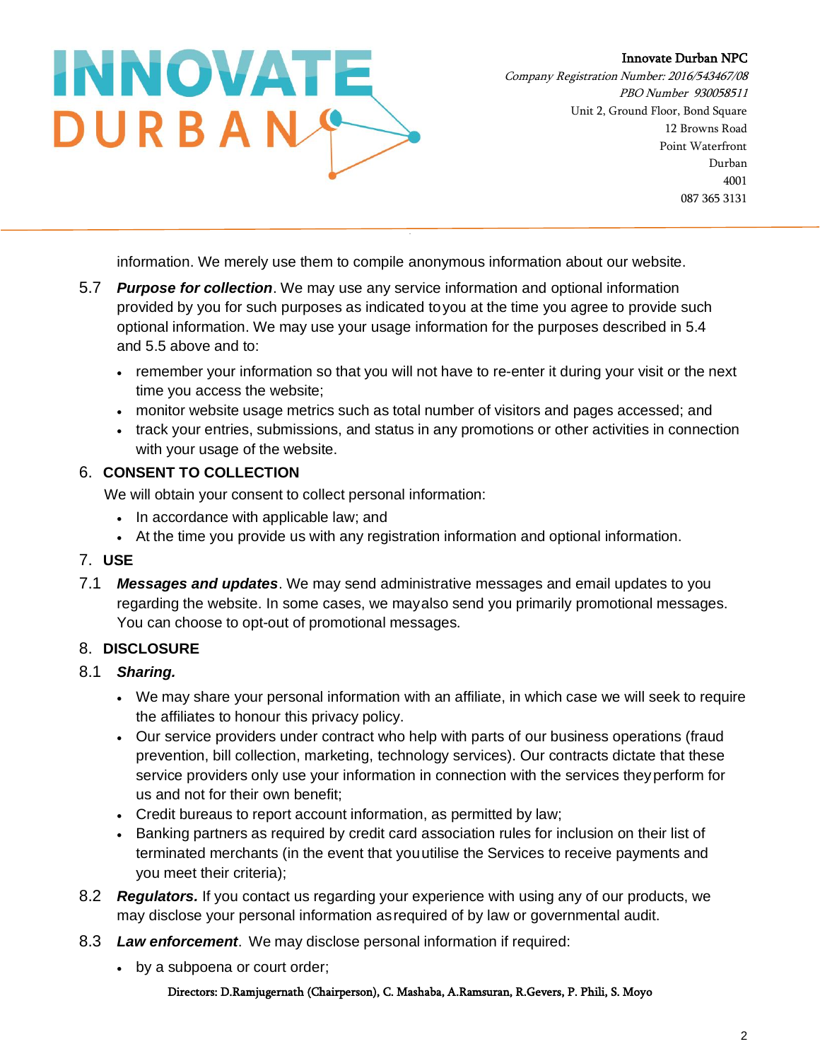information. We merely use them to compile anonymous information about our website.

5.7 ***Purpose for collection***. We may use any service information and optional information provided by you for such purposes as indicated to you at the time you agree to provide such optional information. We may use your usage information for the purposes described in 5.4 and 5.5 above and to:

- remember your information so that you will not have to re-enter it during your visit or the next time you access the website;
- monitor website usage metrics such as total number of visitors and pages accessed; and
- track your entries, submissions, and status in any promotions or other activities in connection with your usage of the website.

## 6. CONSENT TO COLLECTION

We will obtain your consent to collect personal information:

- In accordance with applicable law; and
- At the time you provide us with any registration information and optional information.

## 7. USE

7.1 ***Messages and updates***. We may send administrative messages and email updates to you regarding the website. In some cases, we may also send you primarily promotional messages. You can choose to opt-out of promotional messages.

## 8. DISCLOSURE

8.1 ***Sharing.***

- We may share your personal information with an affiliate, in which case we will seek to require the affiliates to honour this privacy policy.
- Our service providers under contract who help with parts of our business operations (fraud prevention, bill collection, marketing, technology services). Our contracts dictate that these service providers only use your information in connection with the services they perform for us and not for their own benefit;
- Credit bureaus to report account information, as permitted by law;
- Banking partners as required by credit card association rules for inclusion on their list of terminated merchants (in the event that you utilise the Services to receive payments and you meet their criteria);

8.2 ***Regulators.*** If you contact us regarding your experience with using any of our products, we may disclose your personal information as required of by law or governmental audit.

8.3 ***Law enforcement***. We may disclose personal information if required:

- by a subpoena or court order;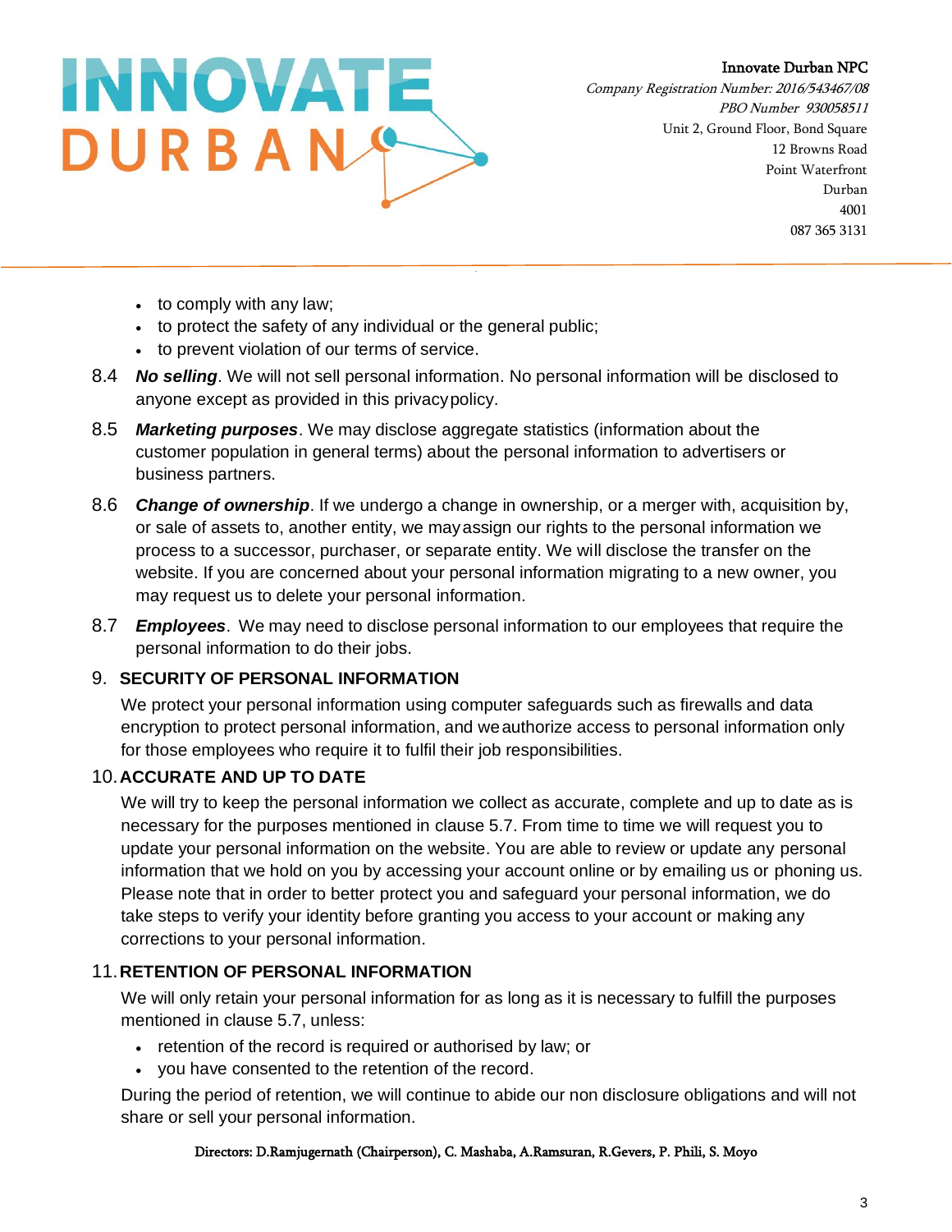- to comply with any law;
- to protect the safety of any individual or the general public;
- to prevent violation of our terms of service.

8.4 ***No selling***. We will not sell personal information. No personal information will be disclosed to anyone except as provided in this privacy policy.

8.5 ***Marketing purposes***. We may disclose aggregate statistics (information about the customer population in general terms) about the personal information to advertisers or business partners.

8.6 ***Change of ownership***. If we undergo a change in ownership, or a merger with, acquisition by, or sale of assets to, another entity, we may assign our rights to the personal information we process to a successor, purchaser, or separate entity. We will disclose the transfer on the website. If you are concerned about your personal information migrating to a new owner, you may request us to delete your personal information.

8.7 ***Employees***. We may need to disclose personal information to our employees that require the personal information to do their jobs.

## 9. SECURITY OF PERSONAL INFORMATION

We protect your personal information using computer safeguards such as firewalls and data encryption to protect personal information, and we authorize access to personal information only for those employees who require it to fulfil their job responsibilities.

## 10. ACCURATE AND UP TO DATE

We will try to keep the personal information we collect as accurate, complete and up to date as is necessary for the purposes mentioned in clause 5.7. From time to time we will request you to update your personal information on the website. You are able to review or update any personal information that we hold on you by accessing your account online or by emailing us or phoning us. Please note that in order to better protect you and safeguard your personal information, we do take steps to verify your identity before granting you access to your account or making any corrections to your personal information.

## 11. RETENTION OF PERSONAL INFORMATION

We will only retain your personal information for as long as it is necessary to fulfill the purposes mentioned in clause 5.7, unless:

- retention of the record is required or authorised by law; or
- you have consented to the retention of the record.

During the period of retention, we will continue to abide our non disclosure obligations and will not share or sell your personal information.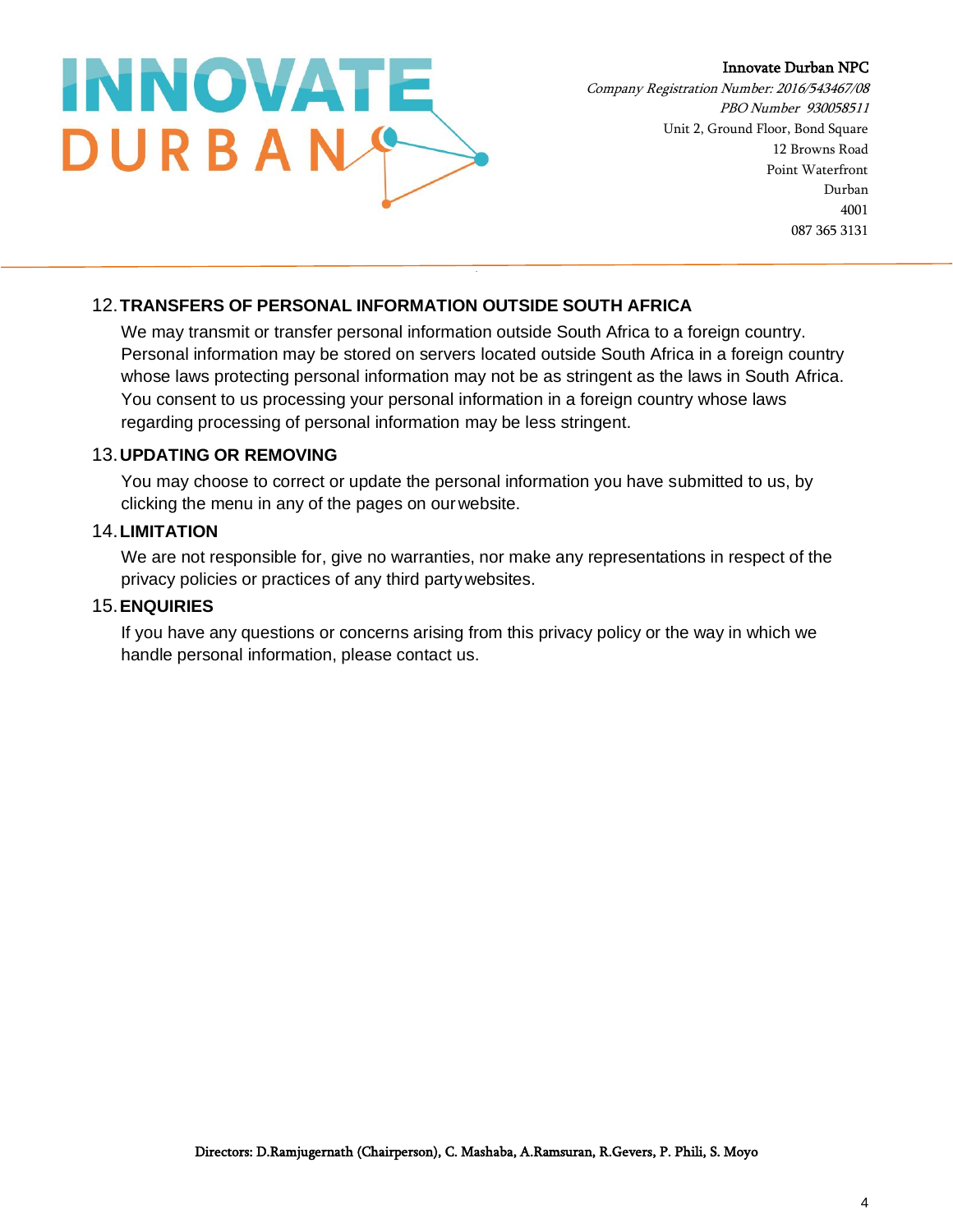## 12. TRANSFERS OF PERSONAL INFORMATION OUTSIDE SOUTH AFRICA

We may transmit or transfer personal information outside South Africa to a foreign country. Personal information may be stored on servers located outside South Africa in a foreign country whose laws protecting personal information may not be as stringent as the laws in South Africa. You consent to us processing your personal information in a foreign country whose laws regarding processing of personal information may be less stringent.

## 13. UPDATING OR REMOVING

You may choose to correct or update the personal information you have submitted to us, by clicking the menu in any of the pages on our website.

## 14. LIMITATION

We are not responsible for, give no warranties, nor make any representations in respect of the privacy policies or practices of any third party websites.

## 15. ENQUIRIES

If you have any questions or concerns arising from this privacy policy or the way in which we handle personal information, please contact us.